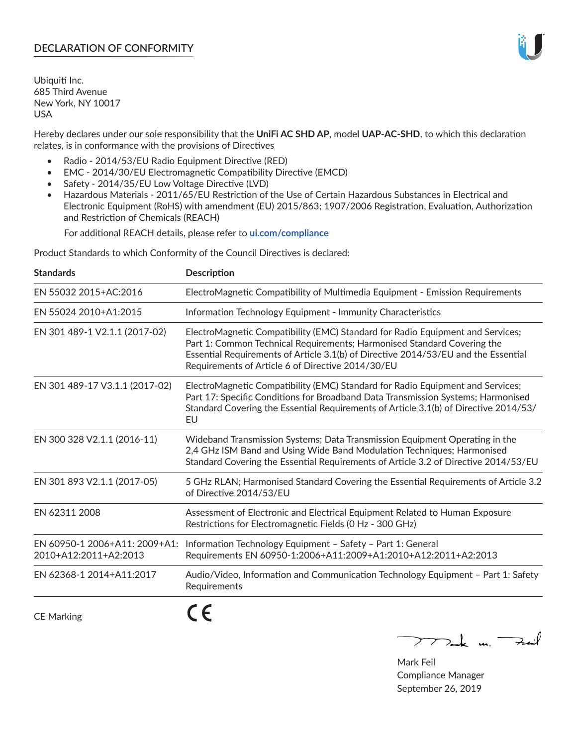# DECLARATION OF CONFORMITY

Ubiquiti Inc.
685 Third Avenue
New York, NY 10017
USA

Hereby declares under our sole responsibility that the **UniFi AC SHD AP**, model **UAP-AC-SHD**, to which this declaration relates, is in conformance with the provisions of Directives

- Radio - 2014/53/EU Radio Equipment Directive (RED)
- EMC - 2014/30/EU Electromagnetic Compatibility Directive (EMCD)
- Safety - 2014/35/EU Low Voltage Directive (LVD)
- Hazardous Materials - 2011/65/EU Restriction of the Use of Certain Hazardous Substances in Electrical and Electronic Equipment (RoHS) with amendment (EU) 2015/863; 1907/2006 Registration, Evaluation, Authorization and Restriction of Chemicals (REACH)

  For additional REACH details, please refer to **ui.com/compliance**

Product Standards to which Conformity of the Council Directives is declared:

| Standards | Description |
|---|---|
| EN 55032 2015+AC:2016 | ElectroMagnetic Compatibility of Multimedia Equipment - Emission Requirements |
| EN 55024 2010+A1:2015 | Information Technology Equipment - Immunity Characteristics |
| EN 301 489-1 V2.1.1 (2017-02) | ElectroMagnetic Compatibility (EMC) Standard for Radio Equipment and Services; Part 1: Common Technical Requirements; Harmonised Standard Covering the Essential Requirements of Article 3.1(b) of Directive 2014/53/EU and the Essential Requirements of Article 6 of Directive 2014/30/EU |
| EN 301 489-17 V3.1.1 (2017-02) | ElectroMagnetic Compatibility (EMC) Standard for Radio Equipment and Services; Part 17: Specific Conditions for Broadband Data Transmission Systems; Harmonised Standard Covering the Essential Requirements of Article 3.1(b) of Directive 2014/53/EU |
| EN 300 328 V2.1.1 (2016-11) | Wideband Transmission Systems; Data Transmission Equipment Operating in the 2,4 GHz ISM Band and Using Wide Band Modulation Techniques; Harmonised Standard Covering the Essential Requirements of Article 3.2 of Directive 2014/53/EU |
| EN 301 893 V2.1.1 (2017-05) | 5 GHz RLAN; Harmonised Standard Covering the Essential Requirements of Article 3.2 of Directive 2014/53/EU |
| EN 62311 2008 | Assessment of Electronic and Electrical Equipment Related to Human Exposure Restrictions for Electromagnetic Fields (0 Hz - 300 GHz) |
| EN 60950-1 2006+A11: 2009+A1: 2010+A12:2011+A2:2013 | Information Technology Equipment – Safety – Part 1: General Requirements EN 60950-1:2006+A11:2009+A1:2010+A12:2011+A2:2013 |
| EN 62368-1 2014+A11:2017 | Audio/Video, Information and Communication Technology Equipment – Part 1: Safety Requirements |

CE Marking

CE

Mark Feil
Compliance Manager
September 26, 2019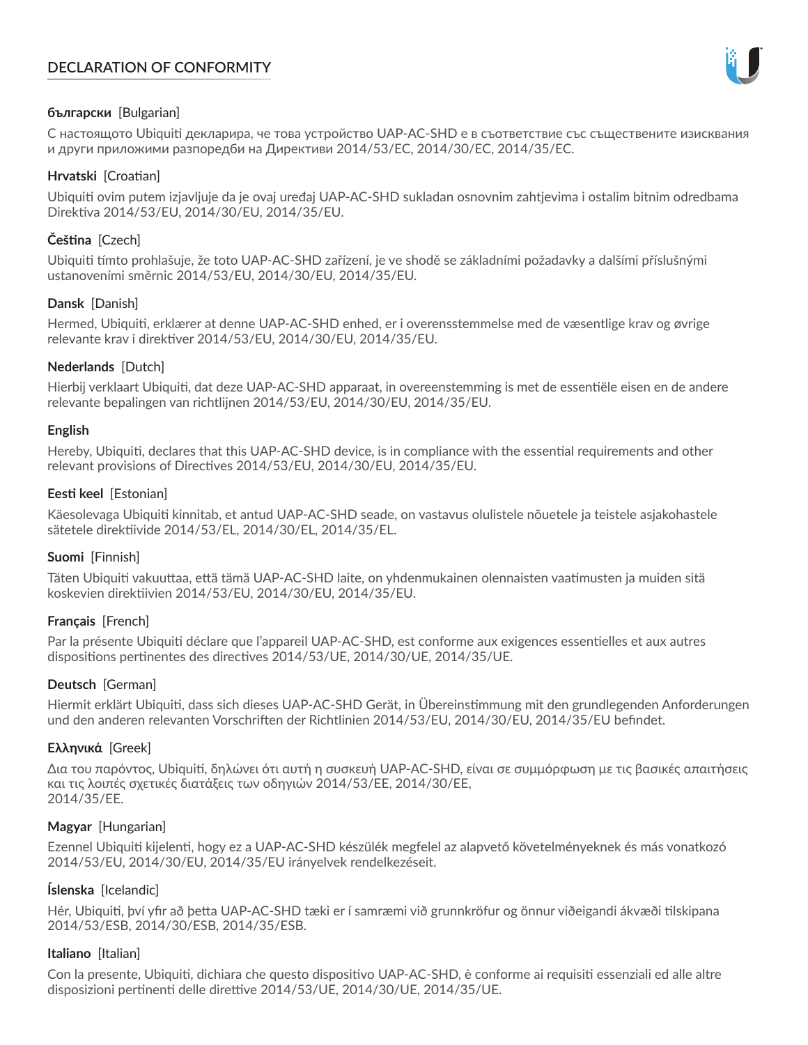# DECLARATION OF CONFORMITY

**български** [Bulgarian]

С настоящото Ubiquiti декларира, че това устройство UAP-AC-SHD е в съответствие със съществените изисквания и други приложими разпоредби на Директиви 2014/53/EC, 2014/30/ЕС, 2014/35/ЕС.

**Hrvatski** [Croatian]

Ubiquiti ovim putem izjavljuje da je ovaj uređaj UAP-AC-SHD sukladan osnovnim zahtjevima i ostalim bitnim odredbama Direktiva 2014/53/EU, 2014/30/EU, 2014/35/EU.

**Čeština** [Czech]

Ubiquiti tímto prohlašuje, že toto UAP-AC-SHD zařízení, je ve shodě se základními požadavky a dalšími příslušnými ustanoveními směrnic 2014/53/EU, 2014/30/EU, 2014/35/EU.

**Dansk** [Danish]

Hermed, Ubiquiti, erklærer at denne UAP-AC-SHD enhed, er i overensstemmelse med de væsentlige krav og øvrige relevante krav i direktiver 2014/53/EU, 2014/30/EU, 2014/35/EU.

**Nederlands** [Dutch]

Hierbij verklaart Ubiquiti, dat deze UAP-AC-SHD apparaat, in overeenstemming is met de essentiële eisen en de andere relevante bepalingen van richtlijnen 2014/53/EU, 2014/30/EU, 2014/35/EU.

**English**

Hereby, Ubiquiti, declares that this UAP-AC-SHD device, is in compliance with the essential requirements and other relevant provisions of Directives 2014/53/EU, 2014/30/EU, 2014/35/EU.

**Eesti keel** [Estonian]

Käesolevaga Ubiquiti kinnitab, et antud UAP-AC-SHD seade, on vastavus olulistele nõuetele ja teistele asjakohastele sätetele direktiivide 2014/53/EL, 2014/30/EL, 2014/35/EL.

**Suomi** [Finnish]

Täten Ubiquiti vakuuttaa, että tämä UAP-AC-SHD laite, on yhdenmukainen olennaisten vaatimusten ja muiden sitä koskevien direktiivien 2014/53/EU, 2014/30/EU, 2014/35/EU.

**Français** [French]

Par la présente Ubiquiti déclare que l'appareil UAP-AC-SHD, est conforme aux exigences essentielles et aux autres dispositions pertinentes des directives 2014/53/UE, 2014/30/UE, 2014/35/UE.

**Deutsch** [German]

Hiermit erklärt Ubiquiti, dass sich dieses UAP-AC-SHD Gerät, in Übereinstimmung mit den grundlegenden Anforderungen und den anderen relevanten Vorschriften der Richtlinien 2014/53/EU, 2014/30/EU, 2014/35/EU befindet.

**Ελληνικά** [Greek]

Δια του παρόντος, Ubiquiti, δηλώνει ότι αυτή η συσκευή UAP-AC-SHD, είναι σε συμμόρφωση με τις βασικές απαιτήσεις και τις λοιπές σχετικές διατάξεις των οδηγιών 2014/53/EE, 2014/30/EE, 2014/35/EE.

**Magyar** [Hungarian]

Ezennel Ubiquiti kijelenti, hogy ez a UAP-AC-SHD készülék megfelel az alapvető követelményeknek és más vonatkozó 2014/53/EU, 2014/30/EU, 2014/35/EU irányelvek rendelkezéseit.

**Íslenska** [Icelandic]

Hér, Ubiquiti, því yfir að þetta UAP-AC-SHD tæki er í samræmi við grunnkröfur og önnur viðeigandi ákvæði tilskipana 2014/53/ESB, 2014/30/ESB, 2014/35/ESB.

**Italiano** [Italian]

Con la presente, Ubiquiti, dichiara che questo dispositivo UAP-AC-SHD, è conforme ai requisiti essenziali ed alle altre disposizioni pertinenti delle direttive 2014/53/UE, 2014/30/UE, 2014/35/UE.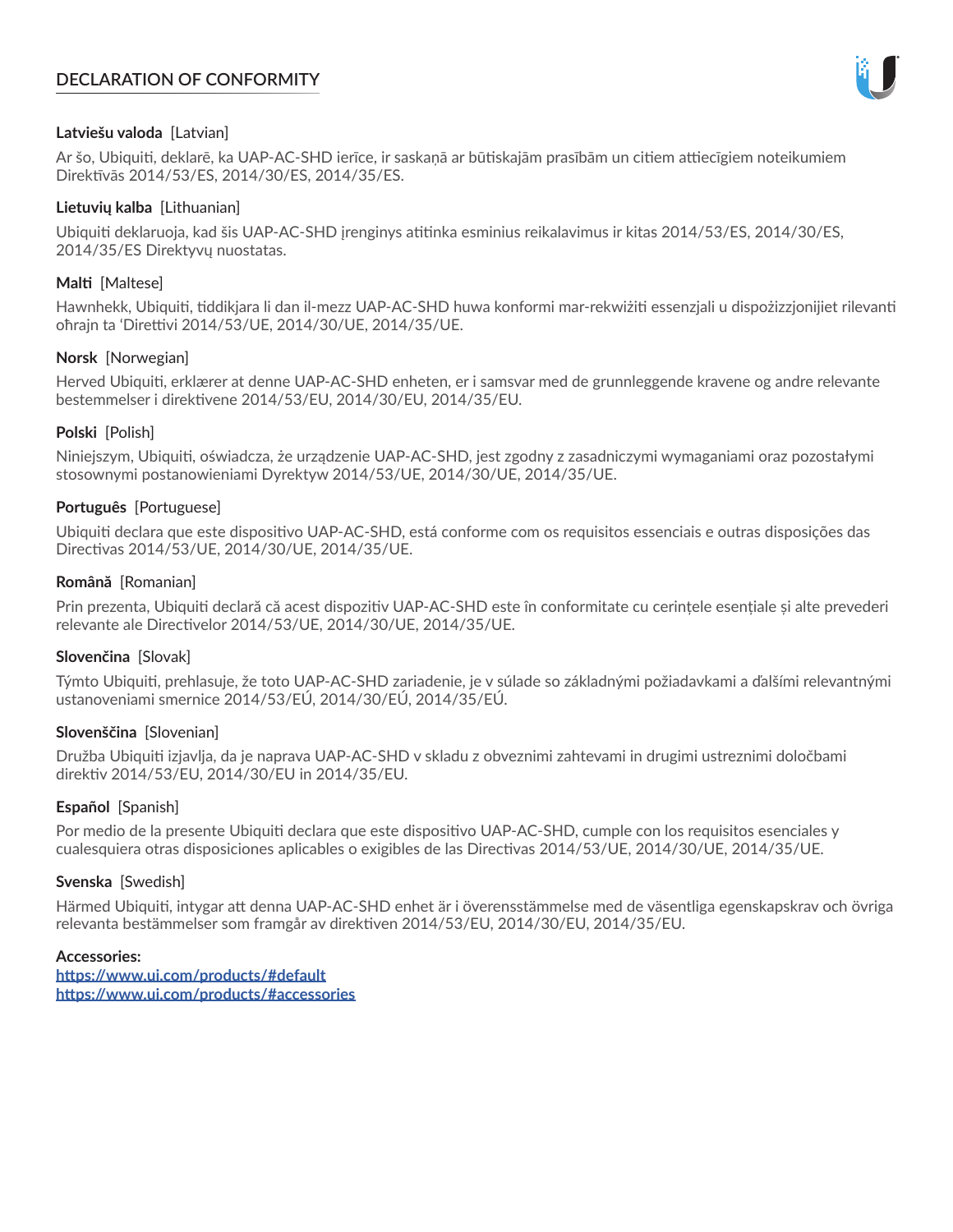# DECLARATION OF CONFORMITY

**Latviešu valoda** [Latvian]

Ar šo, Ubiquiti, deklarē, ka UAP-AC-SHD ierīce, ir saskaņā ar būtiskajām prasībām un citiem attiecīgiem noteikumiem Direktīvās 2014/53/ES, 2014/30/ES, 2014/35/ES.

**Lietuvių kalba** [Lithuanian]

Ubiquiti deklaruoja, kad šis UAP-AC-SHD įrenginys atitinka esminius reikalavimus ir kitas 2014/53/ES, 2014/30/ES, 2014/35/ES Direktyvų nuostatas.

**Malti** [Maltese]

Hawnhekk, Ubiquiti, tiddikjara li dan il-mezz UAP-AC-SHD huwa konformi mar-rekwiżiti essenzjali u dispożizzjonijiet rilevanti oħrajn ta 'Direttivi 2014/53/UE, 2014/30/UE, 2014/35/UE.

**Norsk** [Norwegian]

Herved Ubiquiti, erklærer at denne UAP-AC-SHD enheten, er i samsvar med de grunnleggende kravene og andre relevante bestemmelser i direktivene 2014/53/EU, 2014/30/EU, 2014/35/EU.

**Polski** [Polish]

Niniejszym, Ubiquiti, oświadcza, że urządzenie UAP-AC-SHD, jest zgodny z zasadniczymi wymaganiami oraz pozostałymi stosownymi postanowieniami Dyrektyw 2014/53/UE, 2014/30/UE, 2014/35/UE.

**Português** [Portuguese]

Ubiquiti declara que este dispositivo UAP-AC-SHD, está conforme com os requisitos essenciais e outras disposições das Directivas 2014/53/UE, 2014/30/UE, 2014/35/UE.

**Română** [Romanian]

Prin prezenta, Ubiquiti declară că acest dispozitiv UAP-AC-SHD este în conformitate cu cerințele esențiale și alte prevederi relevante ale Directivelor 2014/53/UE, 2014/30/UE, 2014/35/UE.

**Slovenčina** [Slovak]

Týmto Ubiquiti, prehlasuje, že toto UAP-AC-SHD zariadenie, je v súlade so základnými požiadavkami a ďalšími relevantnými ustanoveniami smernice 2014/53/EÚ, 2014/30/EÚ, 2014/35/EÚ.

**Slovenščina** [Slovenian]

Družba Ubiquiti izjavlja, da je naprava UAP-AC-SHD v skladu z obveznimi zahtevami in drugimi ustreznimi določbami direktiv 2014/53/EU, 2014/30/EU in 2014/35/EU.

**Español** [Spanish]

Por medio de la presente Ubiquiti declara que este dispositivo UAP-AC-SHD, cumple con los requisitos esenciales y cualesquiera otras disposiciones aplicables o exigibles de las Directivas 2014/53/UE, 2014/30/UE, 2014/35/UE.

**Svenska** [Swedish]

Härmed Ubiquiti, intygar att denna UAP-AC-SHD enhet är i överensstämmelse med de väsentliga egenskapskrav och övriga relevanta bestämmelser som framgår av direktiven 2014/53/EU, 2014/30/EU, 2014/35/EU.

**Accessories:**
**https://www.ui.com/products/#default**
**https://www.ui.com/products/#accessories**